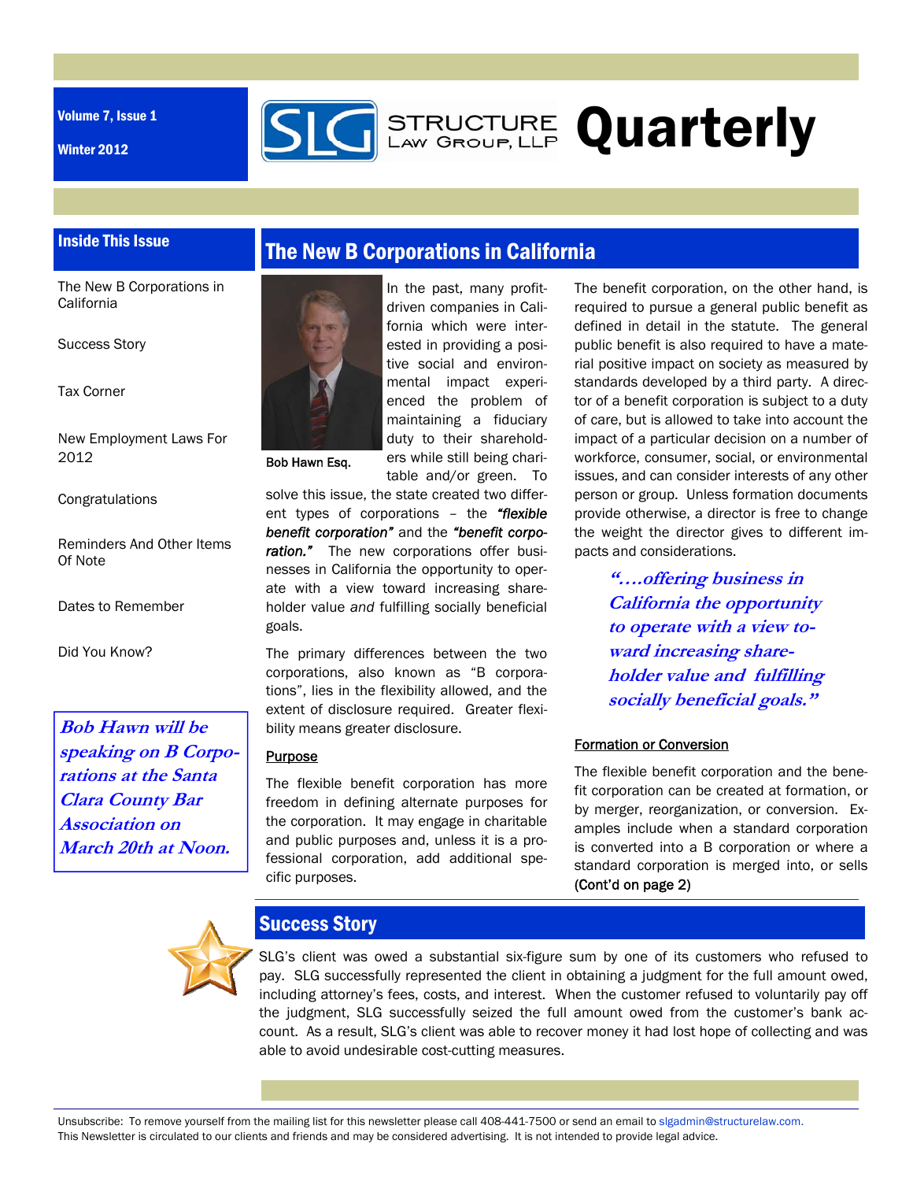Volume 7, Issue 1

Winter 2012

# SLG Structure Law Group, LLP Quarterly

## Inside This Issue

- The New B Corporations in California
- Success Story
- Tax Corner
- New Employment Laws For 2012
- Congratulations
- Reminders And Other Items Of Note
- Dates to Remember
- Did You Know?

***Bob Hawn will be speaking on B Corporations at the Santa Clara County Bar Association on March 20th at Noon.***

## The New B Corporations in California

Bob Hawn Esq.

In the past, many profit-driven companies in California which were interested in providing a positive social and environmental impact experienced the problem of maintaining a fiduciary duty to their shareholders while still being charitable and/or green. To solve this issue, the state created two different types of corporations – the ***"flexible benefit corporation"*** and the ***"benefit corporation."*** The new corporations offer businesses in California the opportunity to operate with a view toward increasing shareholder value *and* fulfilling socially beneficial goals.

The primary differences between the two corporations, also known as "B corporations", lies in the flexibility allowed, and the extent of disclosure required. Greater flexibility means greater disclosure.

### Purpose

The flexible benefit corporation has more freedom in defining alternate purposes for the corporation. It may engage in charitable and public purposes and, unless it is a professional corporation, add additional specific purposes.

The benefit corporation, on the other hand, is required to pursue a general public benefit as defined in detail in the statute. The general public benefit is also required to have a material positive impact on society as measured by standards developed by a third party. A director of a benefit corporation is subject to a duty of care, but is allowed to take into account the impact of a particular decision on a number of workforce, consumer, social, or environmental issues, and can consider interests of any other person or group. Unless formation documents provide otherwise, a director is free to change the weight the director gives to different impacts and considerations.

***"….offering business in California the opportunity to operate with a view toward increasing shareholder value and fulfilling socially beneficial goals."***

### Formation or Conversion

The flexible benefit corporation and the benefit corporation can be created at formation, or by merger, reorganization, or conversion. Examples include when a standard corporation is converted into a B corporation or where a standard corporation is merged into, or sells (Cont'd on page 2)

## Success Story

SLG's client was owed a substantial six-figure sum by one of its customers who refused to pay. SLG successfully represented the client in obtaining a judgment for the full amount owed, including attorney's fees, costs, and interest. When the customer refused to voluntarily pay off the judgment, SLG successfully seized the full amount owed from the customer's bank account. As a result, SLG's client was able to recover money it had lost hope of collecting and was able to avoid undesirable cost-cutting measures.

Unsubscribe: To remove yourself from the mailing list for this newsletter please call 408-441-7500 or send an email to slgadmin@structurelaw.com.
This Newsletter is circulated to our clients and friends and may be considered advertising. It is not intended to provide legal advice.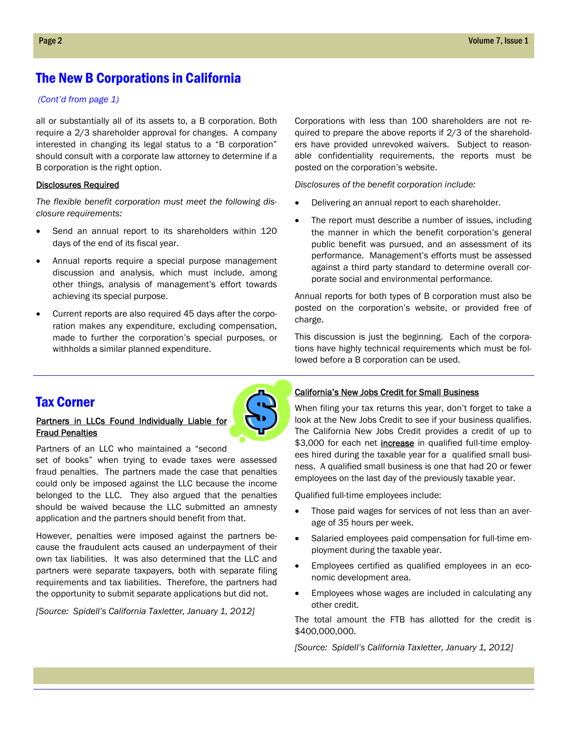## The New B Corporations in California

*(Cont'd from page 1)*

all or substantially all of its assets to, a B corporation. Both require a 2/3 shareholder approval for changes. A company interested in changing its legal status to a "B corporation" should consult with a corporate law attorney to determine if a B corporation is the right option.

### Disclosures Required

*The flexible benefit corporation must meet the following disclosure requirements:*

- Send an annual report to its shareholders within 120 days of the end of its fiscal year.
- Annual reports require a special purpose management discussion and analysis, which must include, among other things, analysis of management's effort towards achieving its special purpose.
- Current reports are also required 45 days after the corporation makes any expenditure, excluding compensation, made to further the corporation's special purposes, or withholds a similar planned expenditure.

Corporations with less than 100 shareholders are not required to prepare the above reports if 2/3 of the shareholders have provided unrevoked waivers. Subject to reasonable confidentiality requirements, the reports must be posted on the corporation's website.

*Disclosures of the benefit corporation include:*

- Delivering an annual report to each shareholder.
- The report must describe a number of issues, including the manner in which the benefit corporation's general public benefit was pursued, and an assessment of its performance. Management's efforts must be assessed against a third party standard to determine overall corporate social and environmental performance.

Annual reports for both types of B corporation must also be posted on the corporation's website, or provided free of charge.

This discussion is just the beginning. Each of the corporations have highly technical requirements which must be followed before a B corporation can be used.

## Tax Corner

### Partners in LLCs Found Individually Liable for Fraud Penalties

Partners of an LLC who maintained a "second set of books" when trying to evade taxes were assessed fraud penalties. The partners made the case that penalties could only be imposed against the LLC because the income belonged to the LLC. They also argued that the penalties should be waived because the LLC submitted an amnesty application and the partners should benefit from that.

However, penalties were imposed against the partners because the fraudulent acts caused an underpayment of their own tax liabilities. It was also determined that the LLC and partners were separate taxpayers, both with separate filing requirements and tax liabilities. Therefore, the partners had the opportunity to submit separate applications but did not.

*[Source: Spidell's California Taxletter, January 1, 2012]*

### California's New Jobs Credit for Small Business

When filing your tax returns this year, don't forget to take a look at the New Jobs Credit to see if your business qualifies. The California New Jobs Credit provides a credit of up to $3,000 for each net increase in qualified full-time employees hired during the taxable year for a qualified small business. A qualified small business is one that had 20 or fewer employees on the last day of the previously taxable year.

Qualified full-time employees include:

- Those paid wages for services of not less than an average of 35 hours per week.
- Salaried employees paid compensation for full-time employment during the taxable year.
- Employees certified as qualified employees in an economic development area.
- Employees whose wages are included in calculating any other credit.

The total amount the FTB has allotted for the credit is $400,000,000.

*[Source: Spidell's California Taxletter, January 1, 2012]*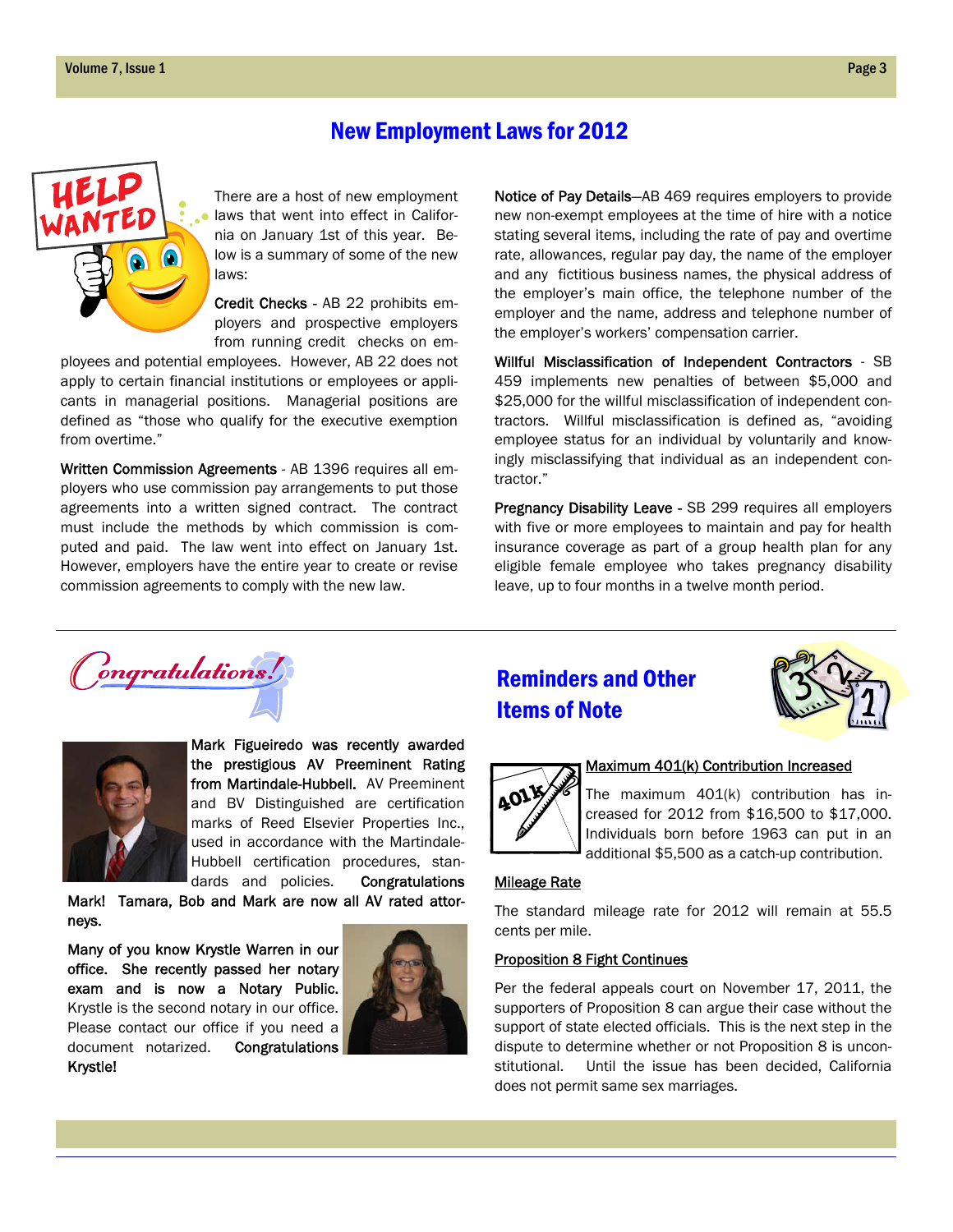## New Employment Laws for 2012

There are a host of new employment laws that went into effect in California on January 1st of this year. Below is a summary of some of the new laws:

**Credit Checks** - AB 22 prohibits employers and prospective employers from running credit checks on employees and potential employees. However, AB 22 does not apply to certain financial institutions or employees or applicants in managerial positions. Managerial positions are defined as "those who qualify for the executive exemption from overtime."

**Written Commission Agreements** - AB 1396 requires all employers who use commission pay arrangements to put those agreements into a written signed contract. The contract must include the methods by which commission is computed and paid. The law went into effect on January 1st. However, employers have the entire year to create or revise commission agreements to comply with the new law.

**Notice of Pay Details**—AB 469 requires employers to provide new non-exempt employees at the time of hire with a notice stating several items, including the rate of pay and overtime rate, allowances, regular pay day, the name of the employer and any fictitious business names, the physical address of the employer's main office, the telephone number of the employer and the name, address and telephone number of the employer's workers' compensation carrier.

**Willful Misclassification of Independent Contractors** - SB 459 implements new penalties of between $5,000 and $25,000 for the willful misclassification of independent contractors. Willful misclassification is defined as, "avoiding employee status for an individual by voluntarily and knowingly misclassifying that individual as an independent contractor."

**Pregnancy Disability Leave** - SB 299 requires all employers with five or more employees to maintain and pay for health insurance coverage as part of a group health plan for any eligible female employee who takes pregnancy disability leave, up to four months in a twelve month period.

## Congratulations!

**Mark Figueiredo was recently awarded the prestigious AV Preeminent Rating from Martindale-Hubbell.** AV Preeminent and BV Distinguished are certification marks of Reed Elsevier Properties Inc., used in accordance with the Martindale-Hubbell certification procedures, standards and policies. **Congratulations Mark! Tamara, Bob and Mark are now all AV rated attorneys.**

**Many of you know Krystle Warren in our office. She recently passed her notary exam and is now a Notary Public.** Krystle is the second notary in our office. Please contact our office if you need a document notarized. **Congratulations Krystle!**

## Reminders and Other Items of Note

### Maximum 401(k) Contribution Increased

The maximum 401(k) contribution has increased for 2012 from $16,500 to $17,000. Individuals born before 1963 can put in an additional $5,500 as a catch-up contribution.

### Mileage Rate

The standard mileage rate for 2012 will remain at 55.5 cents per mile.

### Proposition 8 Fight Continues

Per the federal appeals court on November 17, 2011, the supporters of Proposition 8 can argue their case without the support of state elected officials. This is the next step in the dispute to determine whether or not Proposition 8 is unconstitutional. Until the issue has been decided, California does not permit same sex marriages.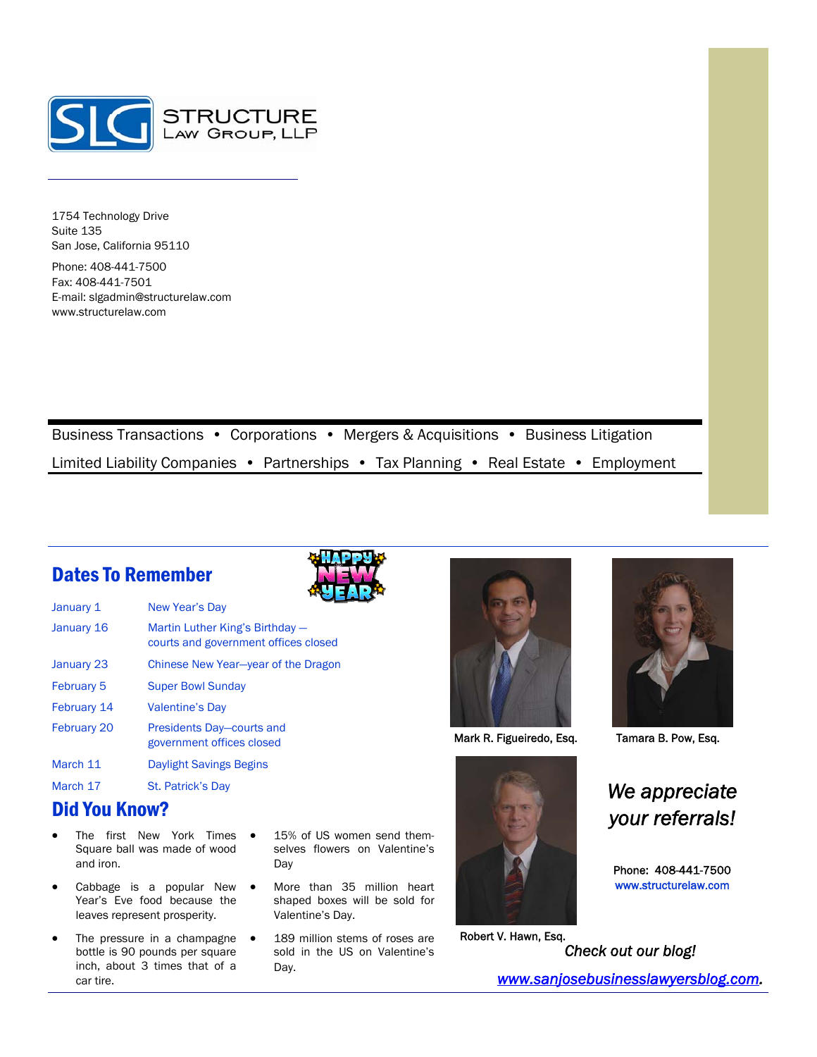**STRUCTURE LAW GROUP, LLP**

1754 Technology Drive
Suite 135
San Jose, California 95110

Phone: 408-441-7500
Fax: 408-441-7501
E-mail: slgadmin@structurelaw.com
www.structurelaw.com

Business Transactions • Corporations • Mergers & Acquisitions • Business Litigation
Limited Liability Companies • Partnerships • Tax Planning • Real Estate • Employment

## Dates To Remember

| | |
|---|---|
| January 1 | New Year's Day |
| January 16 | Martin Luther King's Birthday — courts and government offices closed |
| January 23 | Chinese New Year—year of the Dragon |
| February 5 | Super Bowl Sunday |
| February 14 | Valentine's Day |
| February 20 | Presidents Day—courts and government offices closed |
| March 11 | Daylight Savings Begins |
| March 17 | St. Patrick's Day |

## Did You Know?

- The first New York Times Square ball was made of wood and iron.
- Cabbage is a popular New Year's Eve food because the leaves represent prosperity.
- The pressure in a champagne bottle is 90 pounds per square inch, about 3 times that of a car tire.
- 15% of US women send themselves flowers on Valentine's Day
- More than 35 million heart shaped boxes will be sold for Valentine's Day.
- 189 million stems of roses are sold in the US on Valentine's Day.

Mark R. Figueiredo, Esq.

Tamara B. Pow, Esq.

Robert V. Hawn, Esq.

*We appreciate your referrals!*

Phone: 408-441-7500
www.structurelaw.com

*Check out our blog!*

*www.sanjosebusinesslawyersblog.com.*